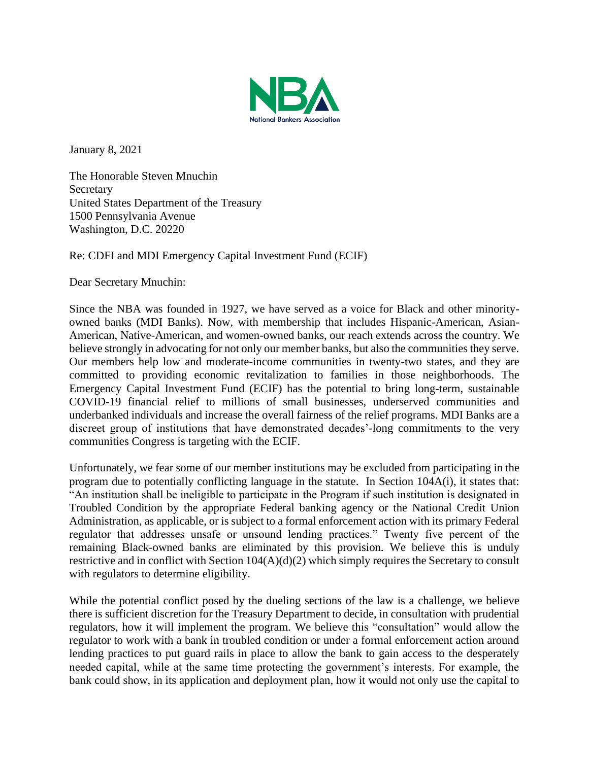National Bankers Association

January 8, 2021

The Honorable Steven Mnuchin
Secretary
United States Department of the Treasury
1500 Pennsylvania Avenue
Washington, D.C. 20220

Re: CDFI and MDI Emergency Capital Investment Fund (ECIF)

Dear Secretary Mnuchin:

Since the NBA was founded in 1927, we have served as a voice for Black and other minority-owned banks (MDI Banks). Now, with membership that includes Hispanic-American, Asian-American, Native-American, and women-owned banks, our reach extends across the country. We believe strongly in advocating for not only our member banks, but also the communities they serve. Our members help low and moderate-income communities in twenty-two states, and they are committed to providing economic revitalization to families in those neighborhoods. The Emergency Capital Investment Fund (ECIF) has the potential to bring long-term, sustainable COVID-19 financial relief to millions of small businesses, underserved communities and underbanked individuals and increase the overall fairness of the relief programs. MDI Banks are a discreet group of institutions that have demonstrated decades'-long commitments to the very communities Congress is targeting with the ECIF.

Unfortunately, we fear some of our member institutions may be excluded from participating in the program due to potentially conflicting language in the statute. In Section 104A(i), it states that: "An institution shall be ineligible to participate in the Program if such institution is designated in Troubled Condition by the appropriate Federal banking agency or the National Credit Union Administration, as applicable, or is subject to a formal enforcement action with its primary Federal regulator that addresses unsafe or unsound lending practices." Twenty five percent of the remaining Black-owned banks are eliminated by this provision. We believe this is unduly restrictive and in conflict with Section 104(A)(d)(2) which simply requires the Secretary to consult with regulators to determine eligibility.

While the potential conflict posed by the dueling sections of the law is a challenge, we believe there is sufficient discretion for the Treasury Department to decide, in consultation with prudential regulators, how it will implement the program. We believe this "consultation" would allow the regulator to work with a bank in troubled condition or under a formal enforcement action around lending practices to put guard rails in place to allow the bank to gain access to the desperately needed capital, while at the same time protecting the government's interests. For example, the bank could show, in its application and deployment plan, how it would not only use the capital to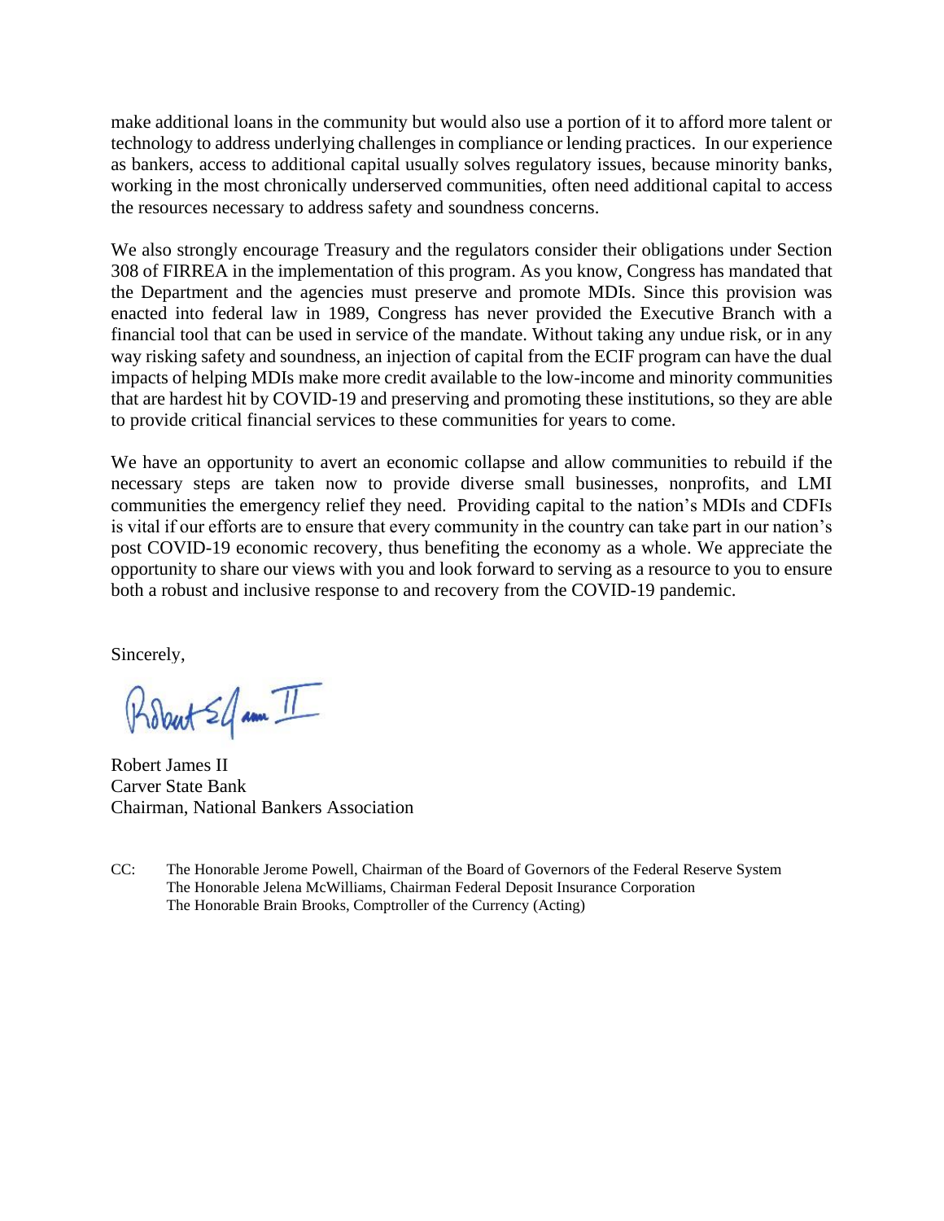make additional loans in the community but would also use a portion of it to afford more talent or technology to address underlying challenges in compliance or lending practices. In our experience as bankers, access to additional capital usually solves regulatory issues, because minority banks, working in the most chronically underserved communities, often need additional capital to access the resources necessary to address safety and soundness concerns.

We also strongly encourage Treasury and the regulators consider their obligations under Section 308 of FIRREA in the implementation of this program. As you know, Congress has mandated that the Department and the agencies must preserve and promote MDIs. Since this provision was enacted into federal law in 1989, Congress has never provided the Executive Branch with a financial tool that can be used in service of the mandate. Without taking any undue risk, or in any way risking safety and soundness, an injection of capital from the ECIF program can have the dual impacts of helping MDIs make more credit available to the low-income and minority communities that are hardest hit by COVID-19 and preserving and promoting these institutions, so they are able to provide critical financial services to these communities for years to come.

We have an opportunity to avert an economic collapse and allow communities to rebuild if the necessary steps are taken now to provide diverse small businesses, nonprofits, and LMI communities the emergency relief they need. Providing capital to the nation's MDIs and CDFIs is vital if our efforts are to ensure that every community in the country can take part in our nation's post COVID-19 economic recovery, thus benefiting the economy as a whole. We appreciate the opportunity to share our views with you and look forward to serving as a resource to you to ensure both a robust and inclusive response to and recovery from the COVID-19 pandemic.

Sincerely,

Robert James II
Carver State Bank
Chairman, National Bankers Association

CC: The Honorable Jerome Powell, Chairman of the Board of Governors of the Federal Reserve System
The Honorable Jelena McWilliams, Chairman Federal Deposit Insurance Corporation
The Honorable Brain Brooks, Comptroller of the Currency (Acting)